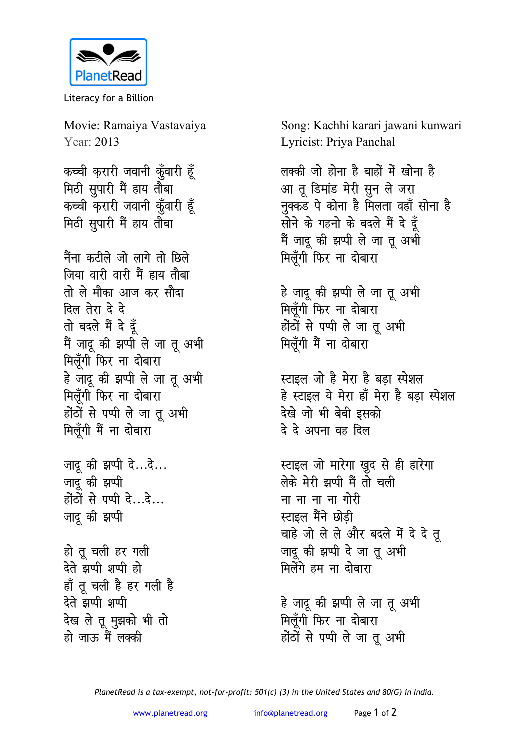PlanetRead

Literacy for a Billion

Movie: Ramaiya Vastavaiya
Year: 2013

Song: Kachhi karari jawani kunwari
Lyricist: Priya Panchal

कच्ची क़रारी जवानी कुँवारी हूँ
मिठी सुपारी मैं हाय तौबा
कच्ची क़रारी जवानी कुँवारी हूँ
मिठी सुपारी मैं हाय तौबा

नैंना कटीले जो लागे तो छिले
जिया वारी वारी मैं हाय तौबा
तो ले मौका आज कर सौदा
दिल तेरा दे दे
तो बदले मैं दे दूँ
मैं जादू की झप्पी ले जा तू अभी
मिलूँगी फिर ना दोबारा
हे जादू की झप्पी ले जा तू अभी
मिलूँगी फिर ना दोबारा
होंठों से पप्पी ले जा तू अभी
मिलूँगी मैं ना दोबारा

जादू की झप्पी दे...दे...
जादू की झप्पी
होंठों से पप्पी दे...दे...
जादू की झप्पी

हो तू चली हर गली
देते झप्पी शप्पी हो
हाँ तू चली है हर गली है
देते झप्पी शप्पी
देख ले तू मुझको भी तो
हो जाऊ मैं लक्की

लक्की जो होना है बाहों में खोना है
आ तू डिमांड मेरी सुन ले जरा
नुक्कड पे कोना है मिलता वहाँ सोना है
सोने के गहनो के बदले मैं दे दूँ
मैं जादू की झप्पी ले जा तू अभी
मिलूँगी फिर ना दोबारा

हे जादू की झप्पी ले जा तू अभी
मिलूँगी फिर ना दोबारा
होंठों से पप्पी ले जा तू अभी
मिलूँगी मैं ना दोबारा

स्टाइल जो है मेरा है बड़ा स्पेशल
हे स्टाइल ये मेरा हाँ मेरा है बड़ा स्पेशल
देखे जो भी बेबी इसको
दे दे अपना वह दिल

स्टाइल जो मारेगा खुद से ही हारेगा
लेके मेरी झप्पी मैं तो चली
ना ना ना ना गोरी
स्टाइल मैंने छोड़ी
चाहे जो ले ले और बदले में दे दे तू
जादू की झप्पी दे जा तू अभी
मिलेंगे हम ना दोबारा

हे जादू की झप्पी ले जा तू अभी
मिलूँगी फिर ना दोबारा
होंठों से पप्पी ले जा तू अभी

*PlanetRead is a tax-exempt, not-for-profit: 501(c) (3) in the United States and 80(G) in India.*

www.planetread.org info@planetread.org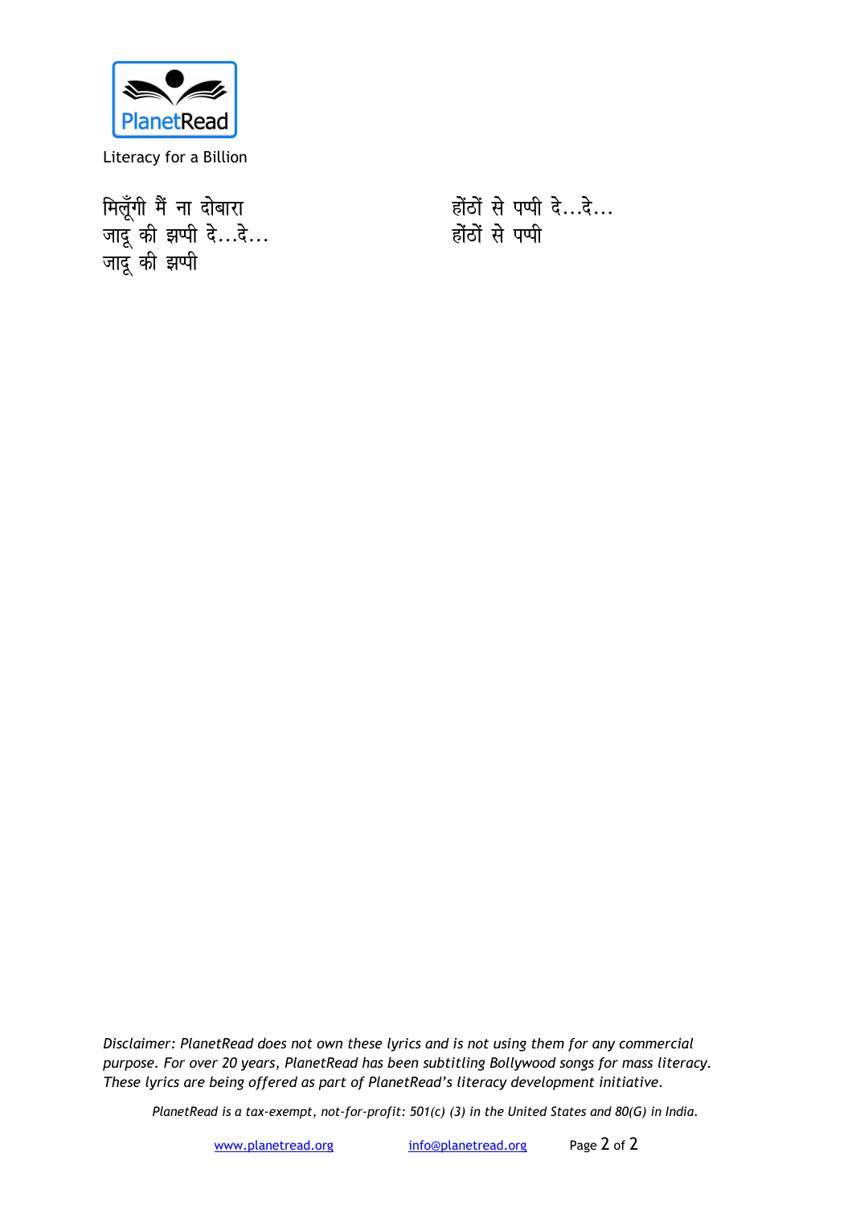Literacy for a Billion

मिलूँगी मैं ना दोबारा
जादू की झप्पी दे...दे...
जादू की झप्पी

होंठों से पप्पी दे...दे...
होंठों से पप्पी

*Disclaimer: PlanetRead does not own these lyrics and is not using them for any commercial purpose. For over 20 years, PlanetRead has been subtitling Bollywood songs for mass literacy. These lyrics are being offered as part of PlanetRead's literacy development initiative.*

*PlanetRead is a tax-exempt, not-for-profit: 501(c) (3) in the United States and 80(G) in India.*

www.planetread.org info@planetread.org